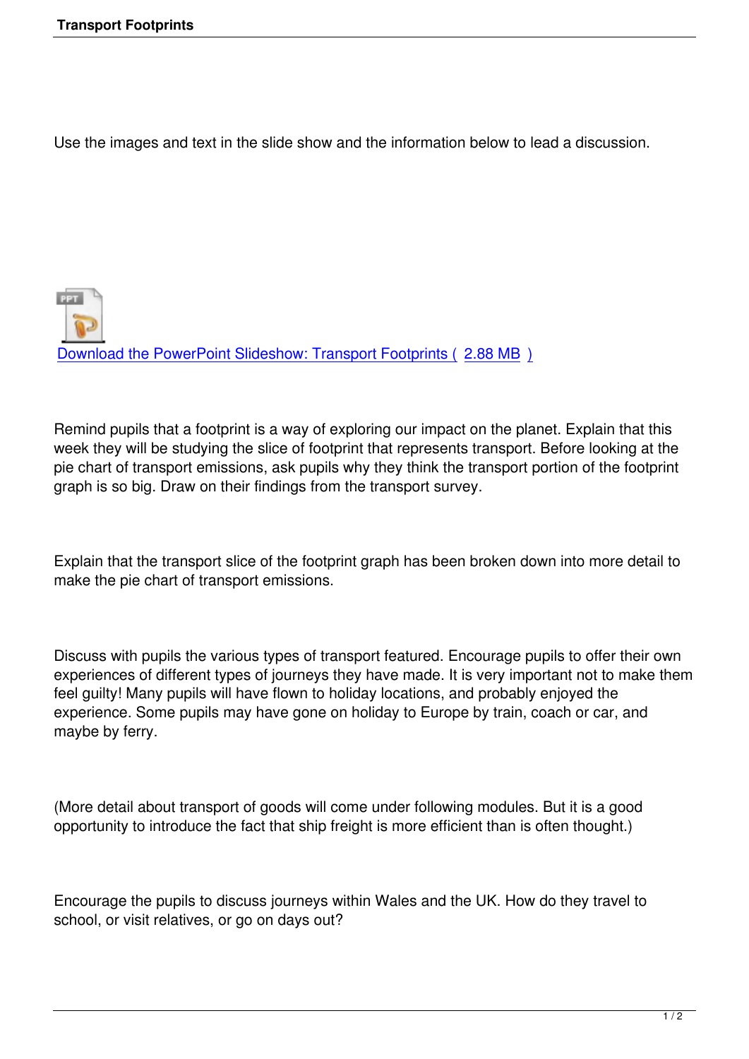Use the images and text in the slide show and the information below to lead a discussion.

Download the PowerPoint Slideshow: Transport Footprints ( 2.88 MB )

Remind pupils that a footprint is a way of exploring our impact on the planet. Explain that this week they will be studying the slice of footprint that represents transport. Before looking at the pie chart of transport emissions, ask pupils why they think the transport portion of the footprint graph is so big. Draw on their findings from the transport survey.

Explain that the transport slice of the footprint graph has been broken down into more detail to make the pie chart of transport emissions.

Discuss with pupils the various types of transport featured. Encourage pupils to offer their own experiences of different types of journeys they have made. It is very important not to make them feel guilty! Many pupils will have flown to holiday locations, and probably enjoyed the experience. Some pupils may have gone on holiday to Europe by train, coach or car, and maybe by ferry.

(More detail about transport of goods will come under following modules. But it is a good opportunity to introduce the fact that ship freight is more efficient than is often thought.)

Encourage the pupils to discuss journeys within Wales and the UK. How do they travel to school, or visit relatives, or go on days out?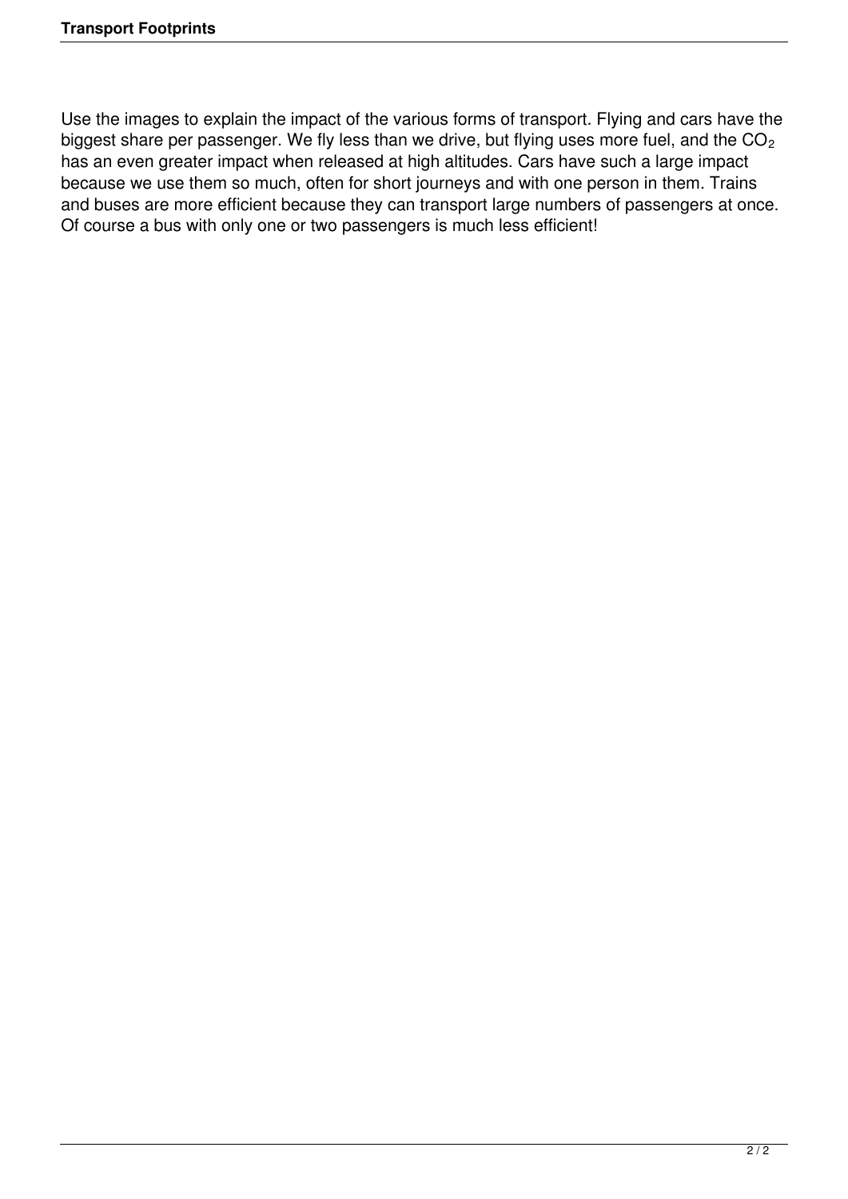Use the images to explain the impact of the various forms of transport. Flying and cars have the biggest share per passenger. We fly less than we drive, but flying uses more fuel, and the $CO_2$ has an even greater impact when released at high altitudes. Cars have such a large impact because we use them so much, often for short journeys and with one person in them. Trains and buses are more efficient because they can transport large numbers of passengers at once. Of course a bus with only one or two passengers is much less efficient!